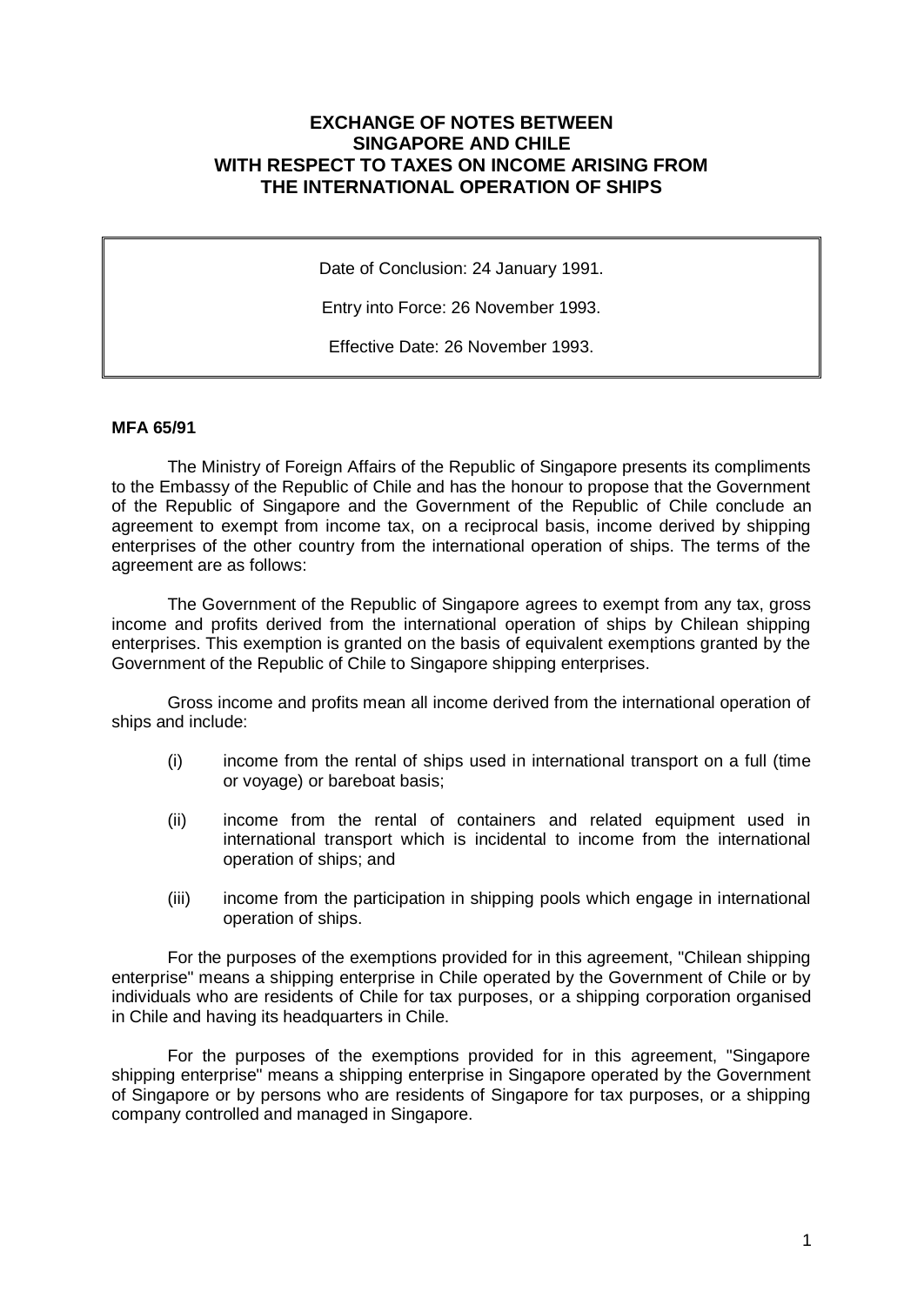# EXCHANGE OF NOTES BETWEEN SINGAPORE AND CHILE WITH RESPECT TO TAXES ON INCOME ARISING FROM THE INTERNATIONAL OPERATION OF SHIPS

Date of Conclusion: 24 January 1991.

Entry into Force: 26 November 1993.

Effective Date: 26 November 1993.

**MFA 65/91**

The Ministry of Foreign Affairs of the Republic of Singapore presents its compliments to the Embassy of the Republic of Chile and has the honour to propose that the Government of the Republic of Singapore and the Government of the Republic of Chile conclude an agreement to exempt from income tax, on a reciprocal basis, income derived by shipping enterprises of the other country from the international operation of ships. The terms of the agreement are as follows:

The Government of the Republic of Singapore agrees to exempt from any tax, gross income and profits derived from the international operation of ships by Chilean shipping enterprises. This exemption is granted on the basis of equivalent exemptions granted by the Government of the Republic of Chile to Singapore shipping enterprises.

Gross income and profits mean all income derived from the international operation of ships and include:

(i) income from the rental of ships used in international transport on a full (time or voyage) or bareboat basis;

(ii) income from the rental of containers and related equipment used in international transport which is incidental to income from the international operation of ships; and

(iii) income from the participation in shipping pools which engage in international operation of ships.

For the purposes of the exemptions provided for in this agreement, "Chilean shipping enterprise" means a shipping enterprise in Chile operated by the Government of Chile or by individuals who are residents of Chile for tax purposes, or a shipping corporation organised in Chile and having its headquarters in Chile.

For the purposes of the exemptions provided for in this agreement, "Singapore shipping enterprise" means a shipping enterprise in Singapore operated by the Government of Singapore or by persons who are residents of Singapore for tax purposes, or a shipping company controlled and managed in Singapore.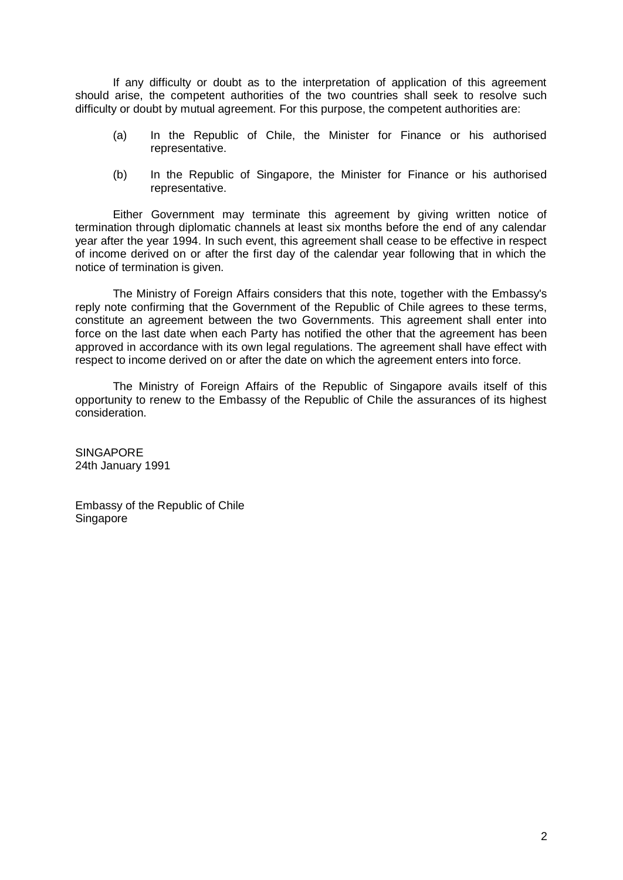If any difficulty or doubt as to the interpretation of application of this agreement should arise, the competent authorities of the two countries shall seek to resolve such difficulty or doubt by mutual agreement. For this purpose, the competent authorities are:

(a) In the Republic of Chile, the Minister for Finance or his authorised representative.

(b) In the Republic of Singapore, the Minister for Finance or his authorised representative.

Either Government may terminate this agreement by giving written notice of termination through diplomatic channels at least six months before the end of any calendar year after the year 1994. In such event, this agreement shall cease to be effective in respect of income derived on or after the first day of the calendar year following that in which the notice of termination is given.

The Ministry of Foreign Affairs considers that this note, together with the Embassy's reply note confirming that the Government of the Republic of Chile agrees to these terms, constitute an agreement between the two Governments. This agreement shall enter into force on the last date when each Party has notified the other that the agreement has been approved in accordance with its own legal regulations. The agreement shall have effect with respect to income derived on or after the date on which the agreement enters into force.

The Ministry of Foreign Affairs of the Republic of Singapore avails itself of this opportunity to renew to the Embassy of the Republic of Chile the assurances of its highest consideration.

SINGAPORE
24th January 1991

Embassy of the Republic of Chile
Singapore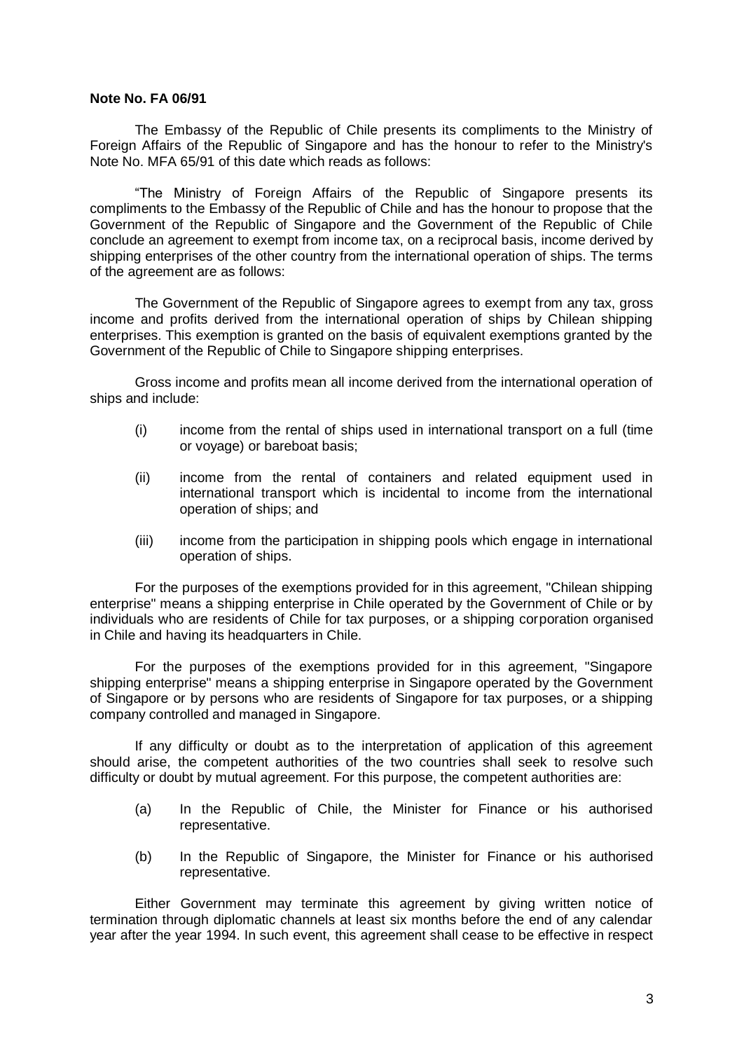**Note No. FA 06/91**

The Embassy of the Republic of Chile presents its compliments to the Ministry of Foreign Affairs of the Republic of Singapore and has the honour to refer to the Ministry's Note No. MFA 65/91 of this date which reads as follows:

"The Ministry of Foreign Affairs of the Republic of Singapore presents its compliments to the Embassy of the Republic of Chile and has the honour to propose that the Government of the Republic of Singapore and the Government of the Republic of Chile conclude an agreement to exempt from income tax, on a reciprocal basis, income derived by shipping enterprises of the other country from the international operation of ships. The terms of the agreement are as follows:

The Government of the Republic of Singapore agrees to exempt from any tax, gross income and profits derived from the international operation of ships by Chilean shipping enterprises. This exemption is granted on the basis of equivalent exemptions granted by the Government of the Republic of Chile to Singapore shipping enterprises.

Gross income and profits mean all income derived from the international operation of ships and include:

(i) income from the rental of ships used in international transport on a full (time or voyage) or bareboat basis;

(ii) income from the rental of containers and related equipment used in international transport which is incidental to income from the international operation of ships; and

(iii) income from the participation in shipping pools which engage in international operation of ships.

For the purposes of the exemptions provided for in this agreement, "Chilean shipping enterprise" means a shipping enterprise in Chile operated by the Government of Chile or by individuals who are residents of Chile for tax purposes, or a shipping corporation organised in Chile and having its headquarters in Chile.

For the purposes of the exemptions provided for in this agreement, "Singapore shipping enterprise" means a shipping enterprise in Singapore operated by the Government of Singapore or by persons who are residents of Singapore for tax purposes, or a shipping company controlled and managed in Singapore.

If any difficulty or doubt as to the interpretation of application of this agreement should arise, the competent authorities of the two countries shall seek to resolve such difficulty or doubt by mutual agreement. For this purpose, the competent authorities are:

(a) In the Republic of Chile, the Minister for Finance or his authorised representative.

(b) In the Republic of Singapore, the Minister for Finance or his authorised representative.

Either Government may terminate this agreement by giving written notice of termination through diplomatic channels at least six months before the end of any calendar year after the year 1994. In such event, this agreement shall cease to be effective in respect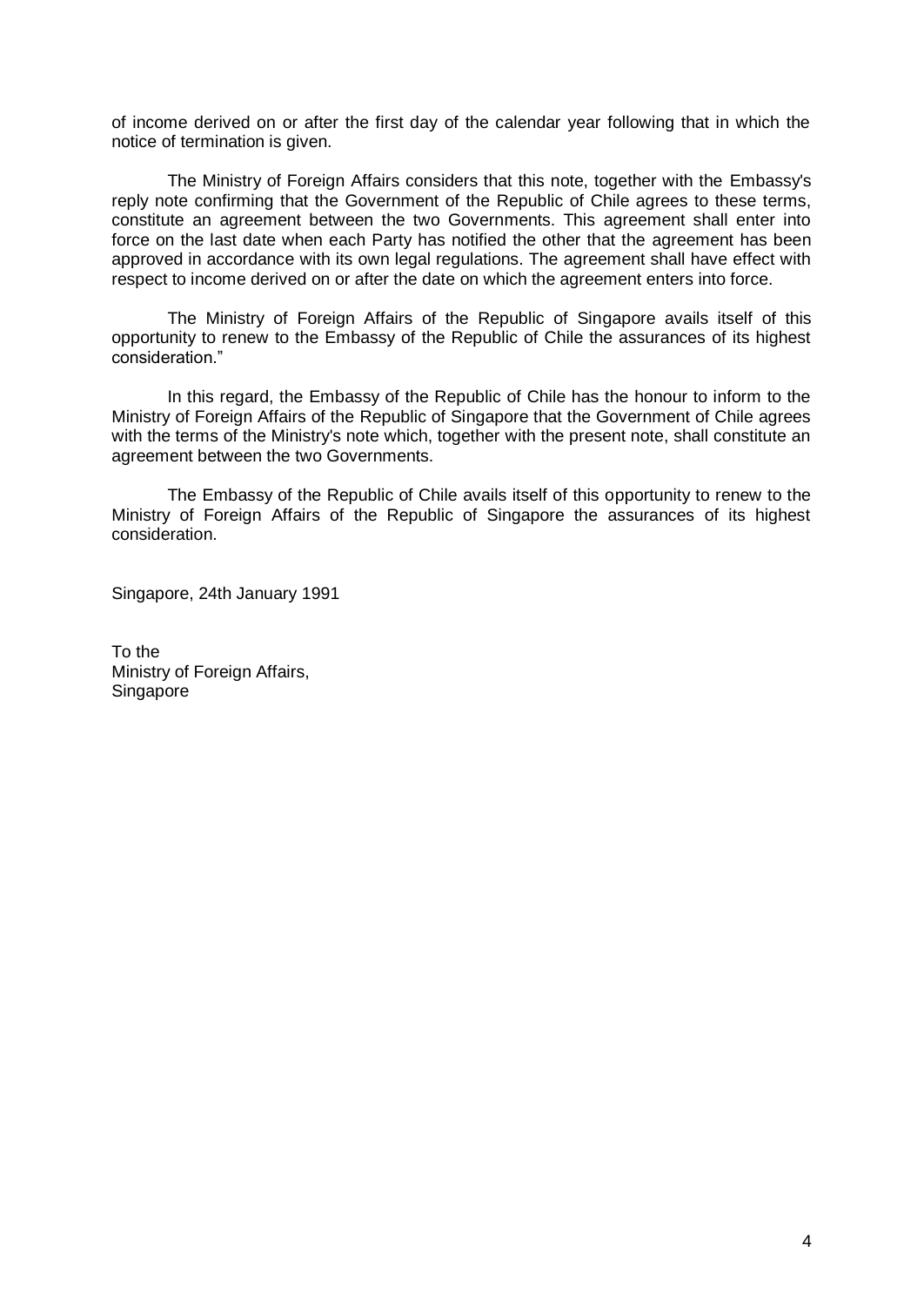of income derived on or after the first day of the calendar year following that in which the notice of termination is given.

The Ministry of Foreign Affairs considers that this note, together with the Embassy's reply note confirming that the Government of the Republic of Chile agrees to these terms, constitute an agreement between the two Governments. This agreement shall enter into force on the last date when each Party has notified the other that the agreement has been approved in accordance with its own legal regulations. The agreement shall have effect with respect to income derived on or after the date on which the agreement enters into force.

The Ministry of Foreign Affairs of the Republic of Singapore avails itself of this opportunity to renew to the Embassy of the Republic of Chile the assurances of its highest consideration."

In this regard, the Embassy of the Republic of Chile has the honour to inform to the Ministry of Foreign Affairs of the Republic of Singapore that the Government of Chile agrees with the terms of the Ministry's note which, together with the present note, shall constitute an agreement between the two Governments.

The Embassy of the Republic of Chile avails itself of this opportunity to renew to the Ministry of Foreign Affairs of the Republic of Singapore the assurances of its highest consideration.

Singapore, 24th January 1991

To the
Ministry of Foreign Affairs,
Singapore